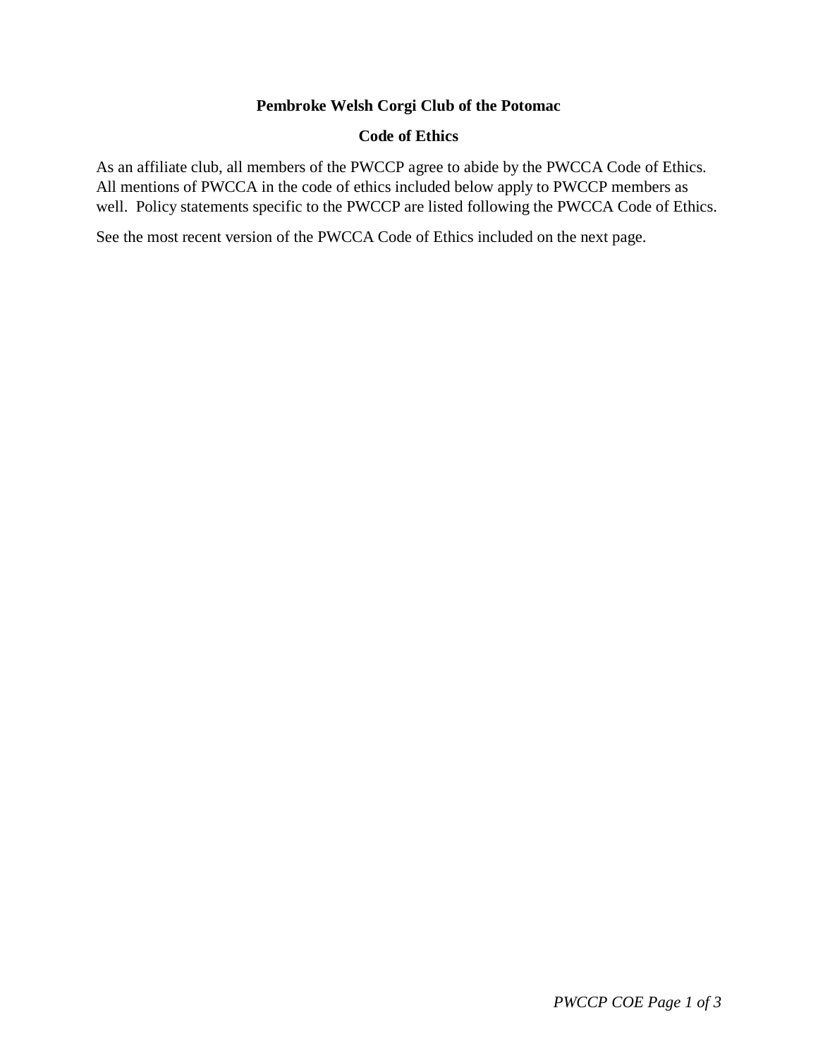# Pembroke Welsh Corgi Club of the Potomac

## Code of Ethics

As an affiliate club, all members of the PWCCP agree to abide by the PWCCA Code of Ethics. All mentions of PWCCA in the code of ethics included below apply to PWCCP members as well. Policy statements specific to the PWCCP are listed following the PWCCA Code of Ethics.

See the most recent version of the PWCCA Code of Ethics included on the next page.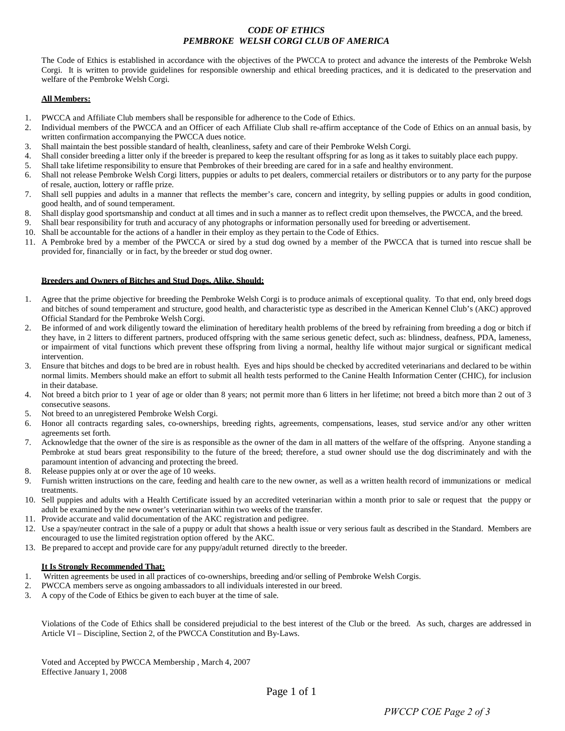# *CODE OF ETHICS*
# *PEMBROKE WELSH CORGI CLUB OF AMERICA*

The Code of Ethics is established in accordance with the objectives of the PWCCA to protect and advance the interests of the Pembroke Welsh Corgi. It is written to provide guidelines for responsible ownership and ethical breeding practices, and it is dedicated to the preservation and welfare of the Pembroke Welsh Corgi.

**All Members:**

1. PWCCA and Affiliate Club members shall be responsible for adherence to the Code of Ethics.
2. Individual members of the PWCCA and an Officer of each Affiliate Club shall re-affirm acceptance of the Code of Ethics on an annual basis, by written confirmation accompanying the PWCCA dues notice.
3. Shall maintain the best possible standard of health, cleanliness, safety and care of their Pembroke Welsh Corgi.
4. Shall consider breeding a litter only if the breeder is prepared to keep the resultant offspring for as long as it takes to suitably place each puppy.
5. Shall take lifetime responsibility to ensure that Pembrokes of their breeding are cared for in a safe and healthy environment.
6. Shall not release Pembroke Welsh Corgi litters, puppies or adults to pet dealers, commercial retailers or distributors or to any party for the purpose of resale, auction, lottery or raffle prize.
7. Shall sell puppies and adults in a manner that reflects the member's care, concern and integrity, by selling puppies or adults in good condition, good health, and of sound temperament.
8. Shall display good sportsmanship and conduct at all times and in such a manner as to reflect credit upon themselves, the PWCCA, and the breed.
9. Shall bear responsibility for truth and accuracy of any photographs or information personally used for breeding or advertisement.
10. Shall be accountable for the actions of a handler in their employ as they pertain to the Code of Ethics.
11. A Pembroke bred by a member of the PWCCA or sired by a stud dog owned by a member of the PWCCA that is turned into rescue shall be provided for, financially or in fact, by the breeder or stud dog owner.

**Breeders and Owners of Bitches and Stud Dogs, Alike, Should:**

1. Agree that the prime objective for breeding the Pembroke Welsh Corgi is to produce animals of exceptional quality. To that end, only breed dogs and bitches of sound temperament and structure, good health, and characteristic type as described in the American Kennel Club's (AKC) approved Official Standard for the Pembroke Welsh Corgi.
2. Be informed of and work diligently toward the elimination of hereditary health problems of the breed by refraining from breeding a dog or bitch if they have, in 2 litters to different partners, produced offspring with the same serious genetic defect, such as: blindness, deafness, PDA, lameness, or impairment of vital functions which prevent these offspring from living a normal, healthy life without major surgical or significant medical intervention.
3. Ensure that bitches and dogs to be bred are in robust health. Eyes and hips should be checked by accredited veterinarians and declared to be within normal limits. Members should make an effort to submit all health tests performed to the Canine Health Information Center (CHIC), for inclusion in their database.
4. Not breed a bitch prior to 1 year of age or older than 8 years; not permit more than 6 litters in her lifetime; not breed a bitch more than 2 out of 3 consecutive seasons.
5. Not breed to an unregistered Pembroke Welsh Corgi.
6. Honor all contracts regarding sales, co-ownerships, breeding rights, agreements, compensations, leases, stud service and/or any other written agreements set forth.
7. Acknowledge that the owner of the sire is as responsible as the owner of the dam in all matters of the welfare of the offspring. Anyone standing a Pembroke at stud bears great responsibility to the future of the breed; therefore, a stud owner should use the dog discriminately and with the paramount intention of advancing and protecting the breed.
8. Release puppies only at or over the age of 10 weeks.
9. Furnish written instructions on the care, feeding and health care to the new owner, as well as a written health record of immunizations or medical treatments.
10. Sell puppies and adults with a Health Certificate issued by an accredited veterinarian within a month prior to sale or request that the puppy or adult be examined by the new owner's veterinarian within two weeks of the transfer.
11. Provide accurate and valid documentation of the AKC registration and pedigree.
12. Use a spay/neuter contract in the sale of a puppy or adult that shows a health issue or very serious fault as described in the Standard. Members are encouraged to use the limited registration option offered by the AKC.
13. Be prepared to accept and provide care for any puppy/adult returned directly to the breeder.

**It Is Strongly Recommended That:**

1. Written agreements be used in all practices of co-ownerships, breeding and/or selling of Pembroke Welsh Corgis.
2. PWCCA members serve as ongoing ambassadors to all individuals interested in our breed.
3. A copy of the Code of Ethics be given to each buyer at the time of sale.

Violations of the Code of Ethics shall be considered prejudicial to the best interest of the Club or the breed. As such, charges are addressed in Article VI – Discipline, Section 2, of the PWCCA Constitution and By-Laws.

Voted and Accepted by PWCCA Membership , March 4, 2007
Effective January 1, 2008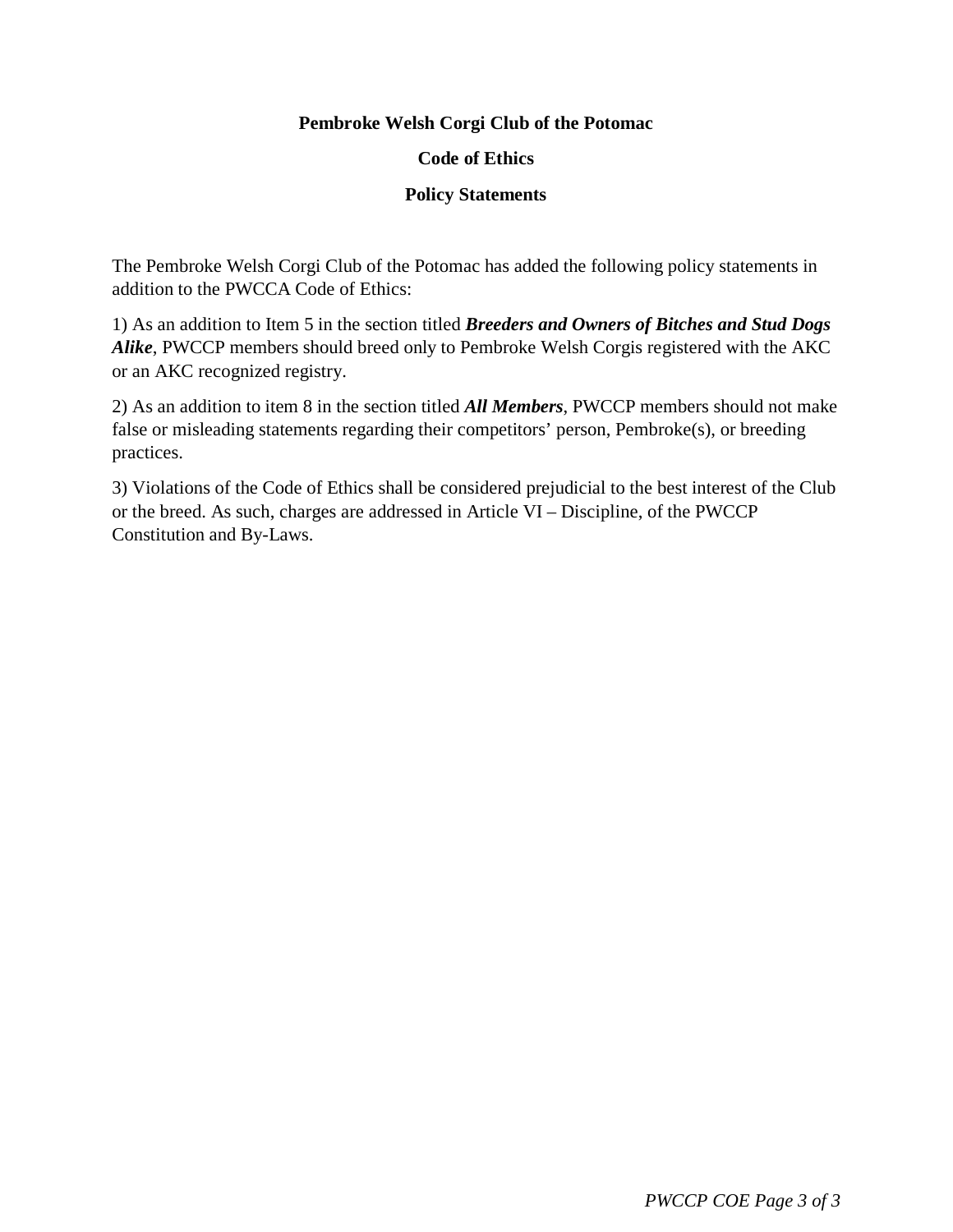# Pembroke Welsh Corgi Club of the Potomac

## Code of Ethics

## Policy Statements

The Pembroke Welsh Corgi Club of the Potomac has added the following policy statements in addition to the PWCCA Code of Ethics:

1) As an addition to Item 5 in the section titled ***Breeders and Owners of Bitches and Stud Dogs Alike***, PWCCP members should breed only to Pembroke Welsh Corgis registered with the AKC or an AKC recognized registry.

2) As an addition to item 8 in the section titled ***All Members***, PWCCP members should not make false or misleading statements regarding their competitors' person, Pembroke(s), or breeding practices.

3) Violations of the Code of Ethics shall be considered prejudicial to the best interest of the Club or the breed. As such, charges are addressed in Article VI – Discipline, of the PWCCP Constitution and By-Laws.